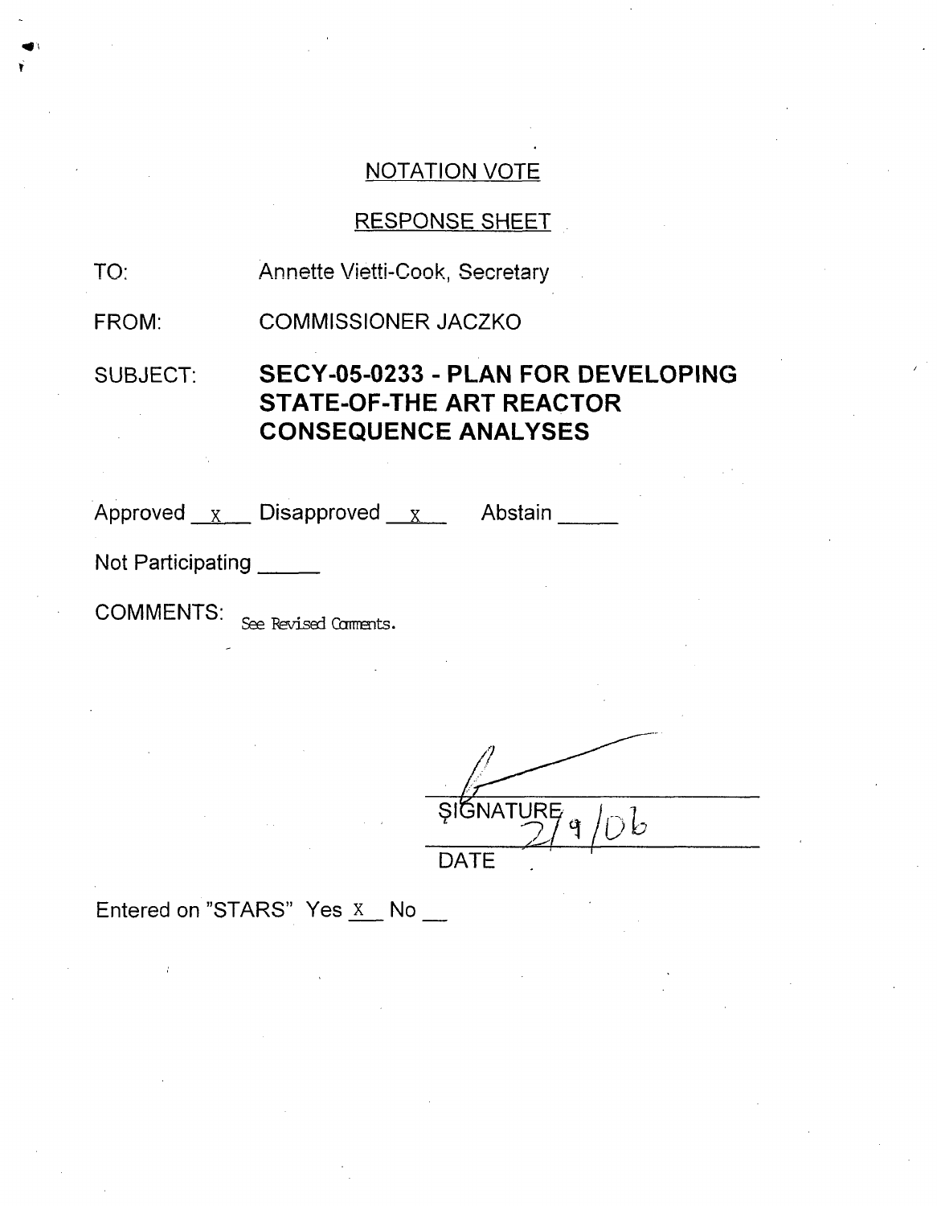NOTATION VOTE

RESPONSE SHEET

TO: Annette Vietti-Cook, Secretary

FROM: COMMISSIONER JACZKO

SUBJECT: **SECY-05-0233 - PLAN FOR DEVELOPING STATE-OF-THE ART REACTOR CONSEQUENCE ANALYSES**

Approved __x__ Disapproved __x__ Abstain _____

Not Participating _____

COMMENTS: See Revised Comments.

SIGNATURE

2/9/06

DATE

Entered on "STARS" Yes x No __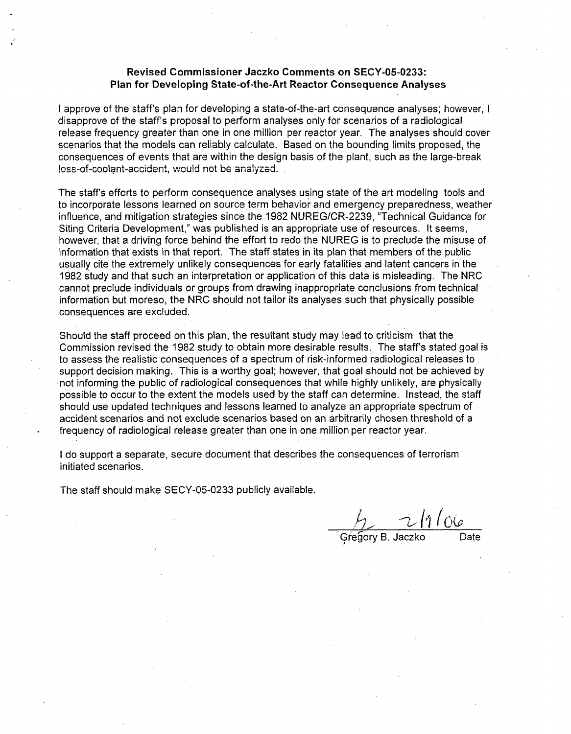**Revised Commissioner Jaczko Comments on SECY-05-0233:**
**Plan for Developing State-of-the-Art Reactor Consequence Analyses**

I approve of the staff's plan for developing a state-of-the-art consequence analyses; however, I disapprove of the staff's proposal to perform analyses only for scenarios of a radiological release frequency greater than one in one million per reactor year. The analyses should cover scenarios that the models can reliably calculate. Based on the bounding limits proposed, the consequences of events that are within the design basis of the plant, such as the large-break loss-of-coolant-accident, would not be analyzed.

The staff's efforts to perform consequence analyses using state of the art modeling tools and to incorporate lessons learned on source term behavior and emergency preparedness, weather influence, and mitigation strategies since the 1982 NUREG/CR-2239, "Technical Guidance for Siting Criteria Development," was published is an appropriate use of resources. It seems, however, that a driving force behind the effort to redo the NUREG is to preclude the misuse of information that exists in that report. The staff states in its plan that members of the public usually cite the extremely unlikely consequences for early fatalities and latent cancers in the 1982 study and that such an interpretation or application of this data is misleading. The NRC cannot preclude individuals or groups from drawing inappropriate conclusions from technical information but moreso, the NRC should not tailor its analyses such that physically possible consequences are excluded.

Should the staff proceed on this plan, the resultant study may lead to criticism that the Commission revised the 1982 study to obtain more desirable results. The staff's stated goal is to assess the realistic consequences of a spectrum of risk-informed radiological releases to support decision making. This is a worthy goal; however, that goal should not be achieved by not informing the public of radiological consequences that while highly unlikely, are physically possible to occur to the extent the models used by the staff can determine. Instead, the staff should use updated techniques and lessons learned to analyze an appropriate spectrum of accident scenarios and not exclude scenarios based on an arbitrarily chosen threshold of a frequency of radiological release greater than one in one million per reactor year.

I do support a separate, secure document that describes the consequences of terrorism initiated scenarios.

The staff should make SECY-05-0233 publicly available.

2/9/06

Gregory B. Jaczko Date